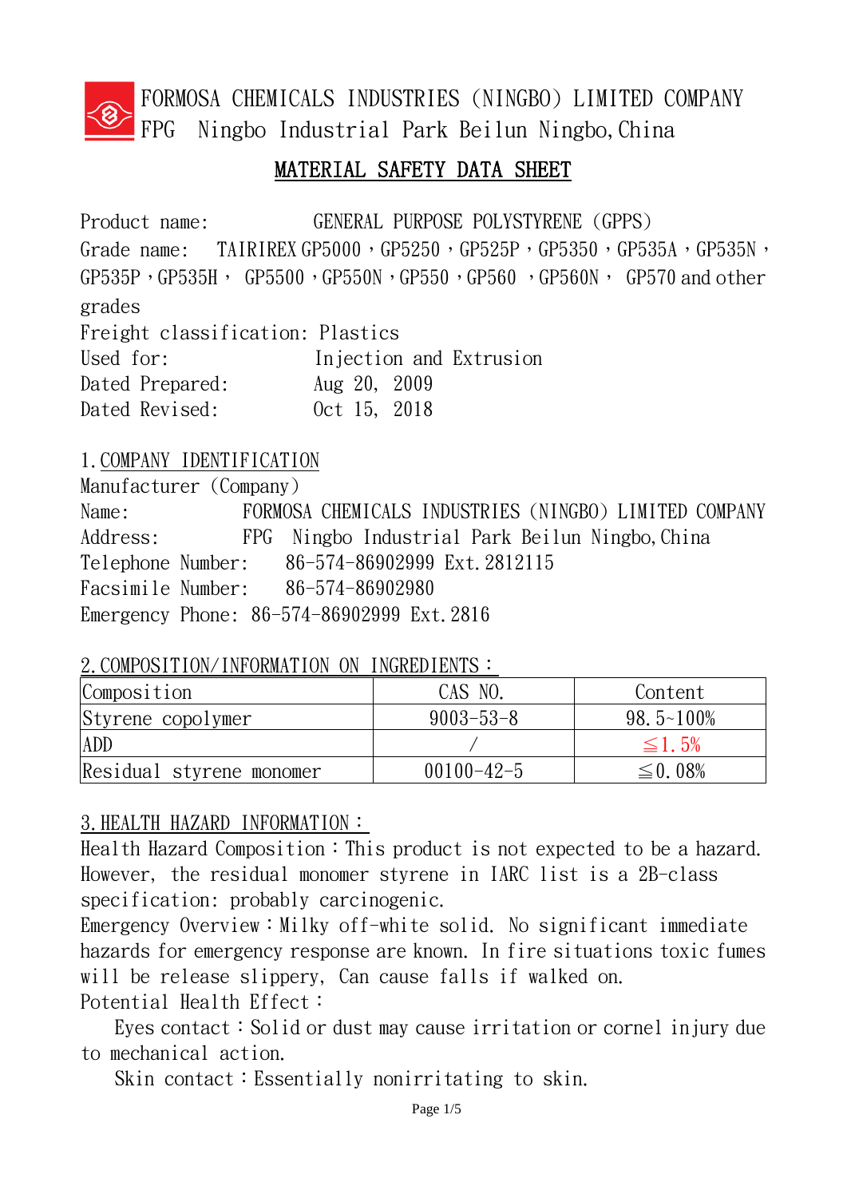FORMOSA CHEMICALS INDUSTRIES (NINGBO) LIMITED COMPANY
FPG Ningbo Industrial Park Beilun Ningbo, China

# MATERIAL SAFETY DATA SHEET

Product name: GENERAL PURPOSE POLYSTYRENE (GPPS)
Grade name: TAIRIREX GP5000，GP5250，GP525P，GP5350，GP535A，GP535N，GP535P，GP535H， GP5500，GP550N，GP550，GP560 ，GP560N， GP570 and other grades
Freight classification: Plastics
Used for: Injection and Extrusion
Dated Prepared: Aug 20, 2009
Dated Revised: Oct 15, 2018

## 1. COMPANY IDENTIFICATION

Manufacturer (Company)
Name: FORMOSA CHEMICALS INDUSTRIES (NINGBO) LIMITED COMPANY
Address: FPG Ningbo Industrial Park Beilun Ningbo, China
Telephone Number: 86-574-86902999 Ext.2812115
Facsimile Number: 86-574-86902980
Emergency Phone: 86-574-86902999 Ext.2816

## 2. COMPOSITION/INFORMATION ON INGREDIENTS：

| Composition | CAS NO. | Content |
|---|---|---|
| Styrene copolymer | 9003-53-8 | 98.5~100% |
| ADD | / | ≦1.5% |
| Residual styrene monomer | 00100-42-5 | ≦0.08% |

## 3. HEALTH HAZARD INFORMATION：

Health Hazard Composition：This product is not expected to be a hazard. However, the residual monomer styrene in IARC list is a 2B-class specification: probably carcinogenic.

Emergency Overview：Milky off-white solid. No significant immediate hazards for emergency response are known. In fire situations toxic fumes will be release slippery, Can cause falls if walked on.

Potential Health Effect：

Eyes contact：Solid or dust may cause irritation or cornel injury due to mechanical action.

Skin contact：Essentially nonirritating to skin.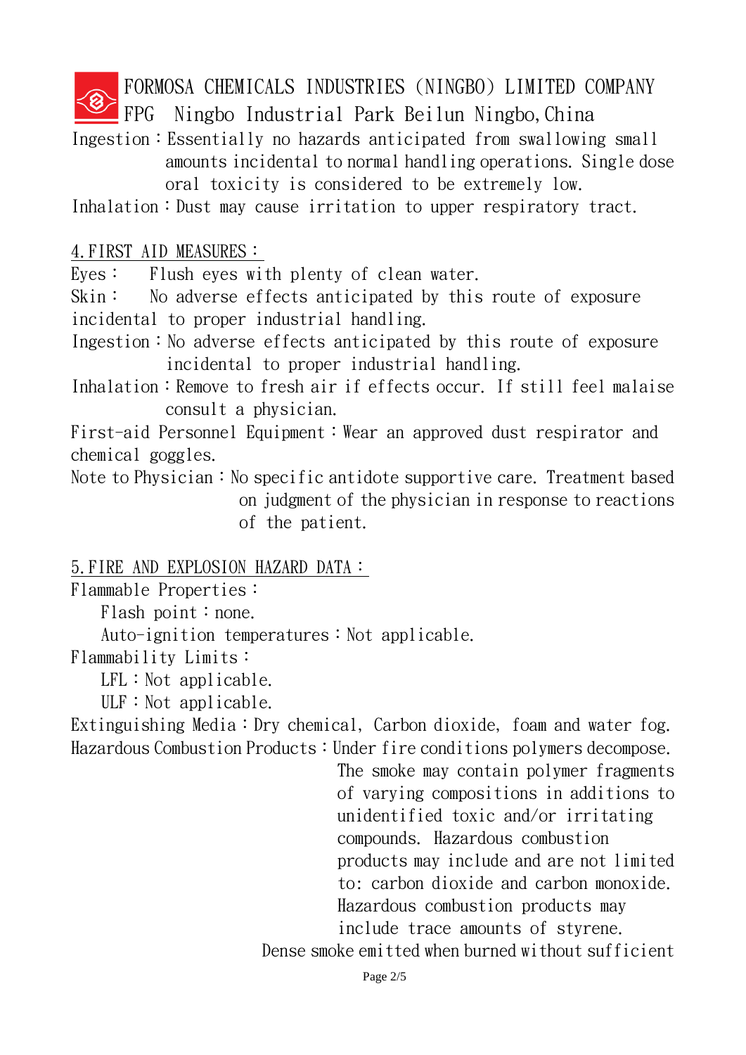Ingestion：Essentially no hazards anticipated from swallowing small amounts incidental to normal handling operations. Single dose oral toxicity is considered to be extremely low.

Inhalation：Dust may cause irritation to upper respiratory tract.

## 4.FIRST AID MEASURES：

Eyes： Flush eyes with plenty of clean water.

Skin： No adverse effects anticipated by this route of exposure incidental to proper industrial handling.

Ingestion：No adverse effects anticipated by this route of exposure incidental to proper industrial handling.

Inhalation：Remove to fresh air if effects occur. If still feel malaise consult a physician.

First-aid Personnel Equipment：Wear an approved dust respirator and chemical goggles.

Note to Physician：No specific antidote supportive care. Treatment based on judgment of the physician in response to reactions of the patient.

## 5.FIRE AND EXPLOSION HAZARD DATA：

Flammable Properties：

Flash point：none.

Auto-ignition temperatures：Not applicable.

Flammability Limits：

LFL：Not applicable.

ULF：Not applicable.

Extinguishing Media：Dry chemical, Carbon dioxide, foam and water fog.

Hazardous Combustion Products：Under fire conditions polymers decompose. The smoke may contain polymer fragments of varying compositions in additions to unidentified toxic and/or irritating compounds. Hazardous combustion products may include and are not limited to: carbon dioxide and carbon monoxide. Hazardous combustion products may include trace amounts of styrene.

Dense smoke emitted when burned without sufficient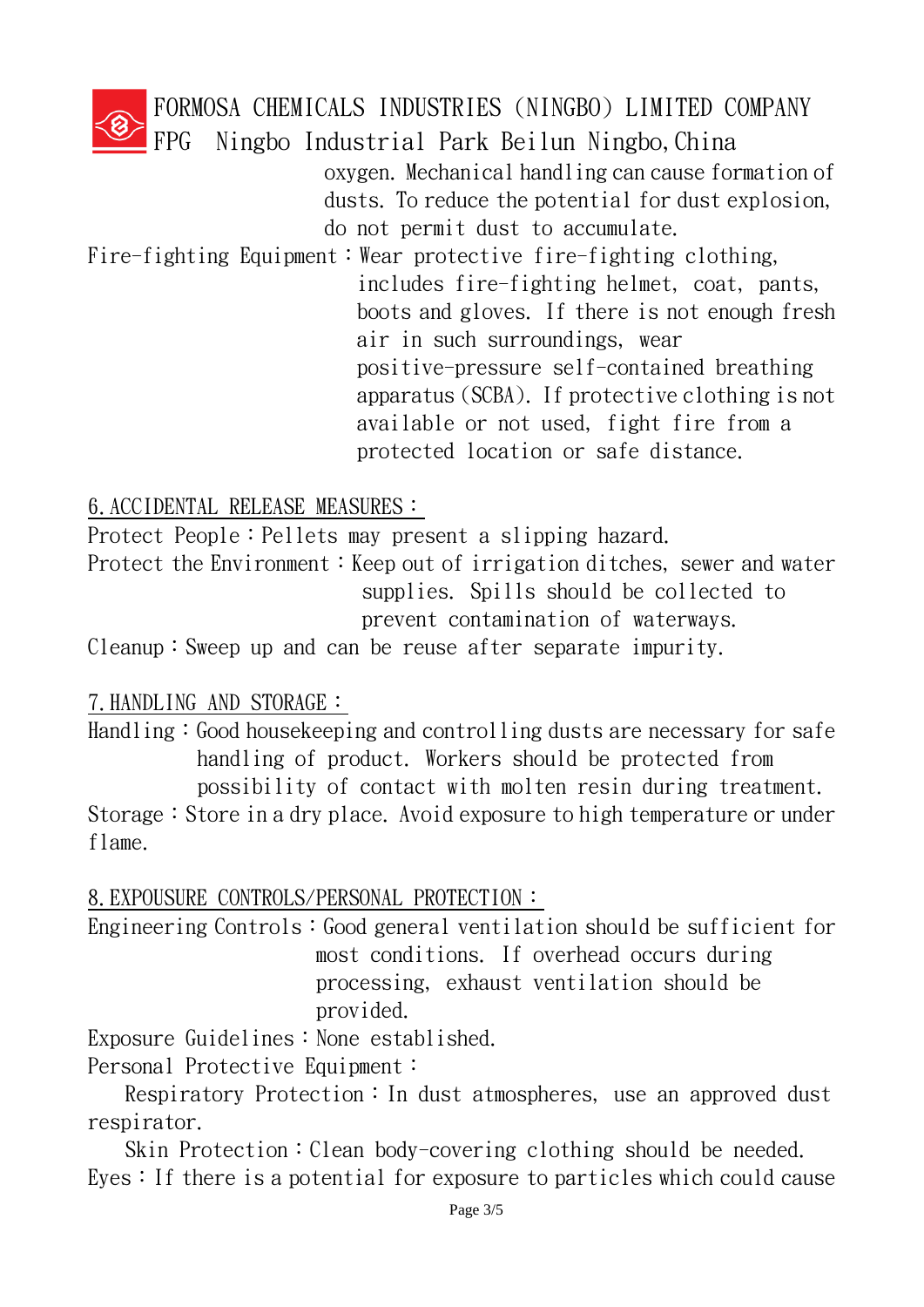oxygen. Mechanical handling can cause formation of dusts. To reduce the potential for dust explosion, do not permit dust to accumulate.

Fire-fighting Equipment：Wear protective fire-fighting clothing, includes fire-fighting helmet, coat, pants, boots and gloves. If there is not enough fresh air in such surroundings, wear positive-pressure self-contained breathing apparatus (SCBA). If protective clothing is not available or not used, fight fire from a protected location or safe distance.

## 6. ACCIDENTAL RELEASE MEASURES：

Protect People：Pellets may present a slipping hazard.

Protect the Environment：Keep out of irrigation ditches, sewer and water supplies. Spills should be collected to prevent contamination of waterways.

Cleanup：Sweep up and can be reuse after separate impurity.

## 7. HANDLING AND STORAGE：

Handling：Good housekeeping and controlling dusts are necessary for safe handling of product. Workers should be protected from possibility of contact with molten resin during treatment.

Storage：Store in a dry place. Avoid exposure to high temperature or under flame.

## 8. EXPOUSURE CONTROLS/PERSONAL PROTECTION：

Engineering Controls：Good general ventilation should be sufficient for most conditions. If overhead occurs during processing, exhaust ventilation should be provided.

Exposure Guidelines：None established.

Personal Protective Equipment：

Respiratory Protection：In dust atmospheres, use an approved dust respirator.

Skin Protection：Clean body-covering clothing should be needed.

Eyes：If there is a potential for exposure to particles which could cause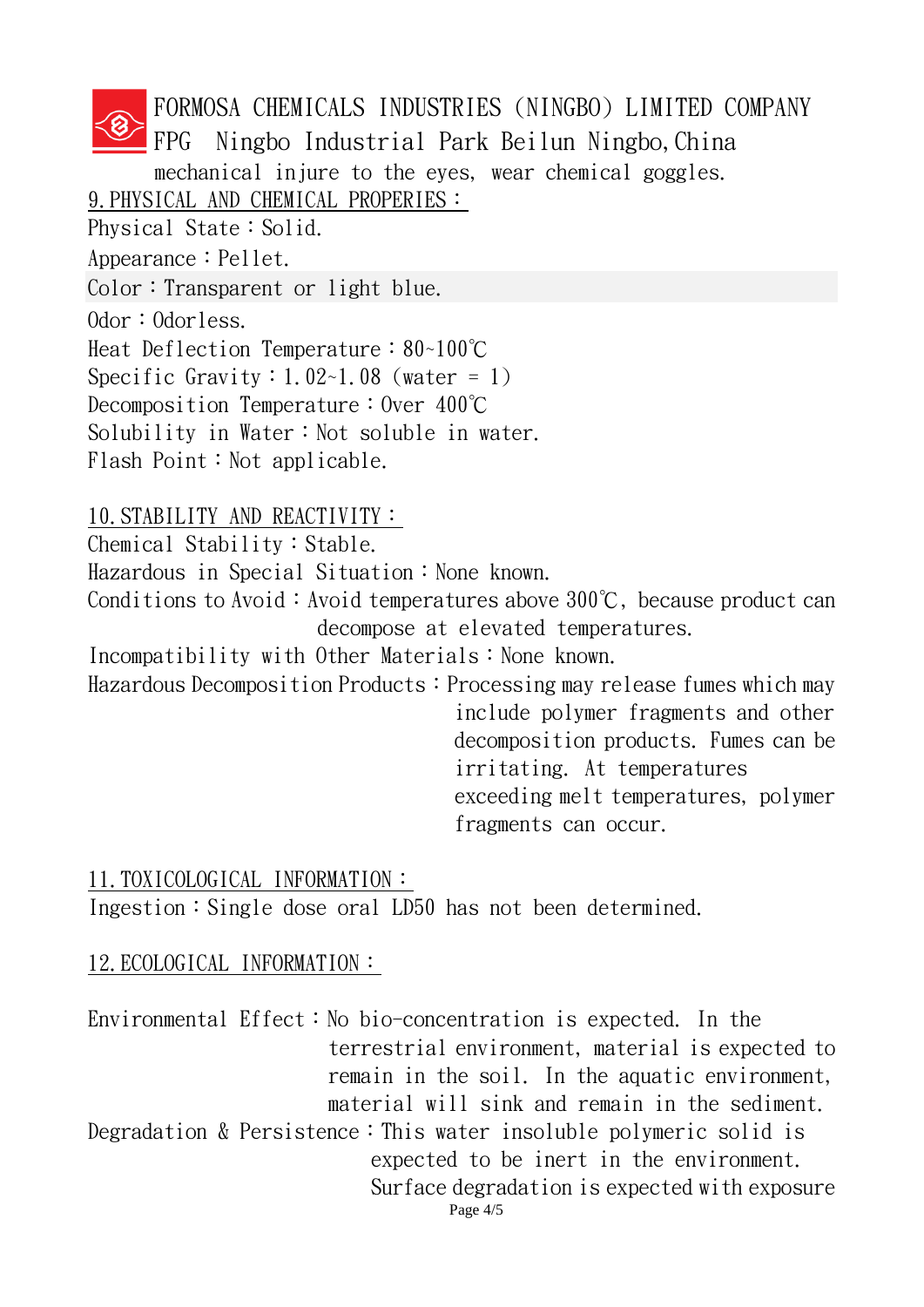mechanical injure to the eyes, wear chemical goggles.

## 9.PHYSICAL AND CHEMICAL PROPERIES：

Physical State：Solid.

Appearance：Pellet.

Color：Transparent or light blue.

Odor：Odorless.

Heat Deflection Temperature：80~100℃

Specific Gravity：1.02~1.08 (water = 1)

Decomposition Temperature：Over 400℃

Solubility in Water：Not soluble in water.

Flash Point：Not applicable.

## 10.STABILITY AND REACTIVITY：

Chemical Stability：Stable.

Hazardous in Special Situation：None known.

Conditions to Avoid：Avoid temperatures above 300℃, because product can decompose at elevated temperatures.

Incompatibility with Other Materials：None known.

Hazardous Decomposition Products：Processing may release fumes which may include polymer fragments and other decomposition products. Fumes can be irritating. At temperatures exceeding melt temperatures, polymer fragments can occur.

## 11.TOXICOLOGICAL INFORMATION：

Ingestion：Single dose oral LD50 has not been determined.

## 12.ECOLOGICAL INFORMATION：

Environmental Effect：No bio-concentration is expected. In the terrestrial environment, material is expected to remain in the soil. In the aquatic environment, material will sink and remain in the sediment.

Degradation & Persistence：This water insoluble polymeric solid is expected to be inert in the environment. Surface degradation is expected with exposure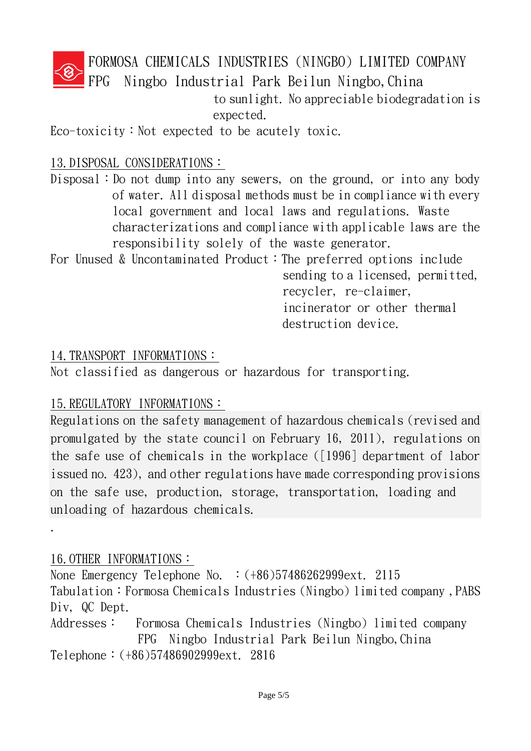to sunlight. No appreciable biodegradation is expected.

Eco-toxicity：Not expected to be acutely toxic.

## 13.DISPOSAL CONSIDERATIONS：

Disposal：Do not dump into any sewers, on the ground, or into any body of water. All disposal methods must be in compliance with every local government and local laws and regulations. Waste characterizations and compliance with applicable laws are the responsibility solely of the waste generator.

For Unused & Uncontaminated Product：The preferred options include sending to a licensed, permitted, recycler, re-claimer, incinerator or other thermal destruction device.

## 14.TRANSPORT INFORMATIONS：

Not classified as dangerous or hazardous for transporting.

## 15.REGULATORY INFORMATIONS：

Regulations on the safety management of hazardous chemicals (revised and promulgated by the state council on February 16, 2011), regulations on the safe use of chemicals in the workplace ([1996] department of labor issued no. 423), and other regulations have made corresponding provisions on the safe use, production, storage, transportation, loading and unloading of hazardous chemicals.

.

## 16.OTHER INFORMATIONS：

None Emergency Telephone No. ：(+86)57486262999ext. 2115

Tabulation：Formosa Chemicals Industries (Ningbo) limited company ,PABS Div, QC Dept.

Addresses： Formosa Chemicals Industries (Ningbo) limited company
FPG Ningbo Industrial Park Beilun Ningbo,China

Telephone：(+86)57486902999ext. 2816